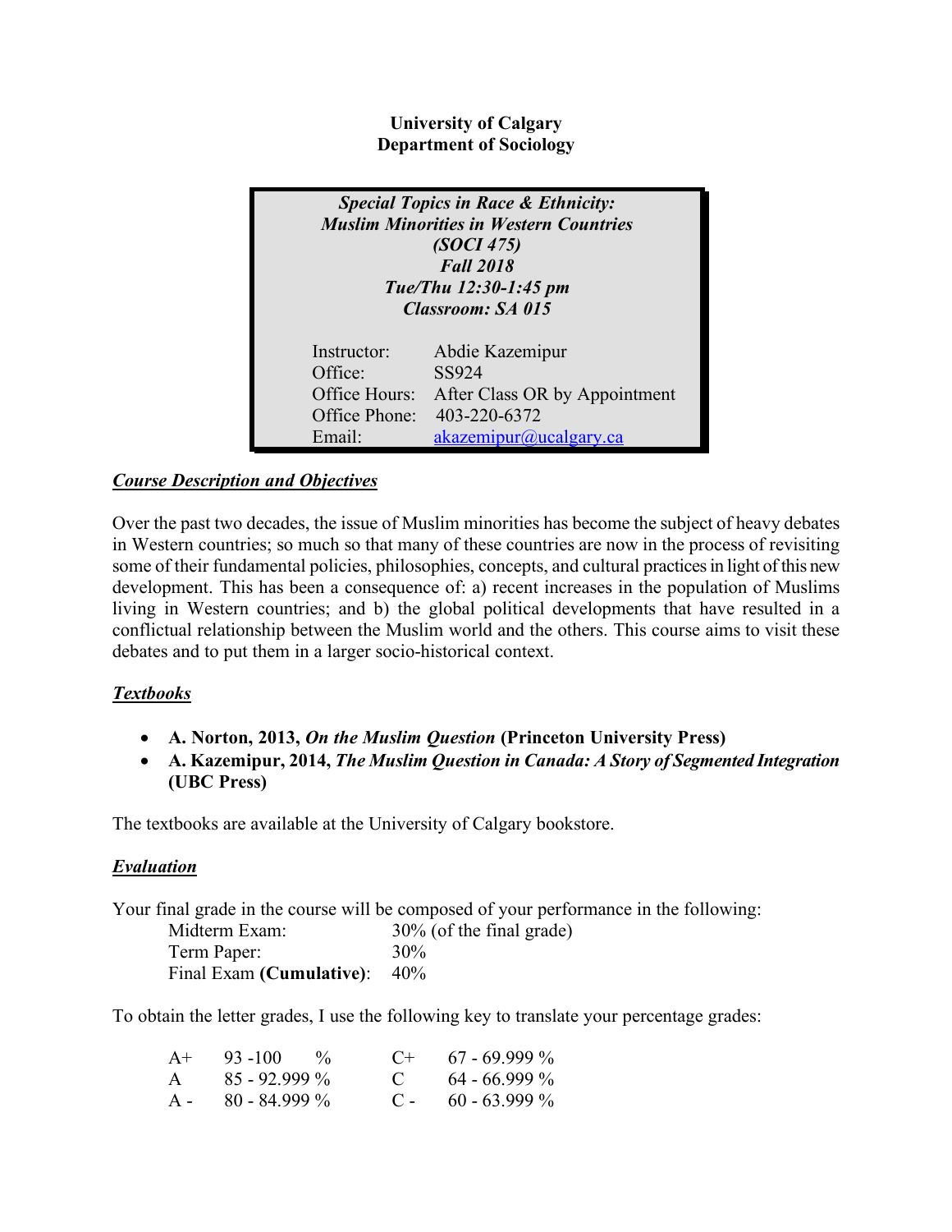**University of Calgary**
**Department of Sociology**

***Special Topics in Race & Ethnicity:***
***Muslim Minorities in Western Countries***
***(SOCI 475)***
***Fall 2018***
***Tue/Thu 12:30-1:45 pm***
***Classroom: SA 015***

| | |
|---|---|
| Instructor: | Abdie Kazemipur |
| Office: | SS924 |
| Office Hours: | After Class OR by Appointment |
| Office Phone: | 403-220-6372 |
| Email: | akazemipur@ucalgary.ca |

## ***Course Description and Objectives***

Over the past two decades, the issue of Muslim minorities has become the subject of heavy debates in Western countries; so much so that many of these countries are now in the process of revisiting some of their fundamental policies, philosophies, concepts, and cultural practices in light of this new development. This has been a consequence of: a) recent increases in the population of Muslims living in Western countries; and b) the global political developments that have resulted in a conflictual relationship between the Muslim world and the others. This course aims to visit these debates and to put them in a larger socio-historical context.

## ***Textbooks***

- **A. Norton, 2013, *On the Muslim Question* (Princeton University Press)**
- **A. Kazemipur, 2014, *The Muslim Question in Canada: A Story of Segmented Integration* (UBC Press)**

The textbooks are available at the University of Calgary bookstore.

## ***Evaluation***

Your final grade in the course will be composed of your performance in the following:

| | |
|---|---|
| Midterm Exam: | 30% (of the final grade) |
| Term Paper: | 30% |
| Final Exam **(Cumulative)**: | 40% |

To obtain the letter grades, I use the following key to translate your percentage grades:

| | | | |
|---|---|---|---|
| A+ | 93 -100 % | C+ | 67 - 69.999 % |
| A | 85 - 92.999 % | C | 64 - 66.999 % |
| A - | 80 - 84.999 % | C - | 60 - 63.999 % |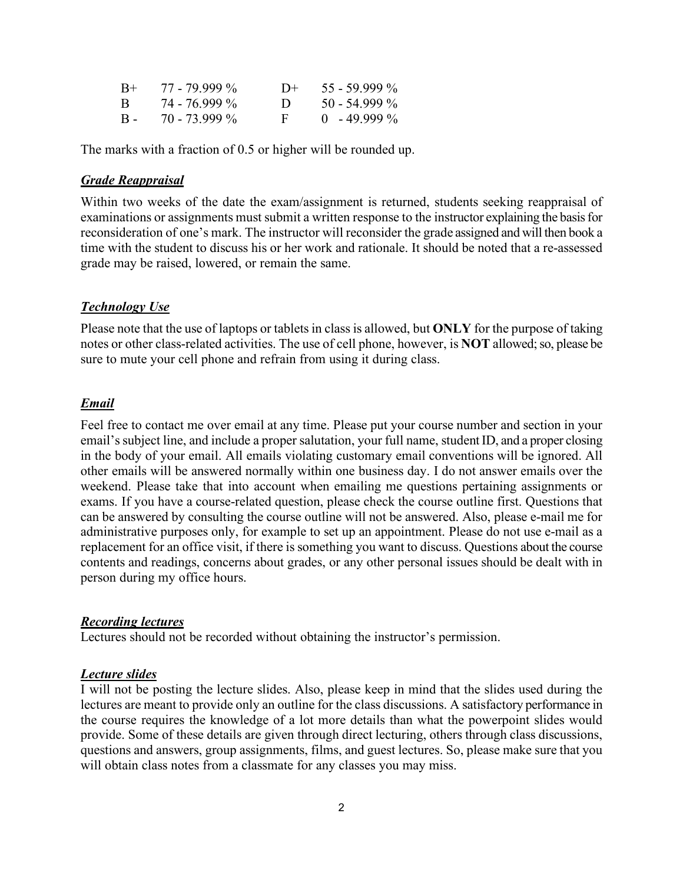| | | | |
|---|---|---|---|
| B+ | 77 - 79.999 % | D+ | 55 - 59.999 % |
| B | 74 - 76.999 % | D | 50 - 54.999 % |
| B - | 70 - 73.999 % | F | 0 - 49.999 % |

The marks with a fraction of 0.5 or higher will be rounded up.

## ***Grade Reappraisal***

Within two weeks of the date the exam/assignment is returned, students seeking reappraisal of examinations or assignments must submit a written response to the instructor explaining the basis for reconsideration of one's mark. The instructor will reconsider the grade assigned and will then book a time with the student to discuss his or her work and rationale. It should be noted that a re-assessed grade may be raised, lowered, or remain the same.

## ***Technology Use***

Please note that the use of laptops or tablets in class is allowed, but **ONLY** for the purpose of taking notes or other class-related activities. The use of cell phone, however, is **NOT** allowed; so, please be sure to mute your cell phone and refrain from using it during class.

## ***Email***

Feel free to contact me over email at any time. Please put your course number and section in your email's subject line, and include a proper salutation, your full name, student ID, and a proper closing in the body of your email. All emails violating customary email conventions will be ignored. All other emails will be answered normally within one business day. I do not answer emails over the weekend. Please take that into account when emailing me questions pertaining assignments or exams. If you have a course-related question, please check the course outline first. Questions that can be answered by consulting the course outline will not be answered. Also, please e-mail me for administrative purposes only, for example to set up an appointment. Please do not use e-mail as a replacement for an office visit, if there is something you want to discuss. Questions about the course contents and readings, concerns about grades, or any other personal issues should be dealt with in person during my office hours.

## ***Recording lectures***

Lectures should not be recorded without obtaining the instructor's permission.

## ***Lecture slides***

I will not be posting the lecture slides. Also, please keep in mind that the slides used during the lectures are meant to provide only an outline for the class discussions. A satisfactory performance in the course requires the knowledge of a lot more details than what the powerpoint slides would provide. Some of these details are given through direct lecturing, others through class discussions, questions and answers, group assignments, films, and guest lectures. So, please make sure that you will obtain class notes from a classmate for any classes you may miss.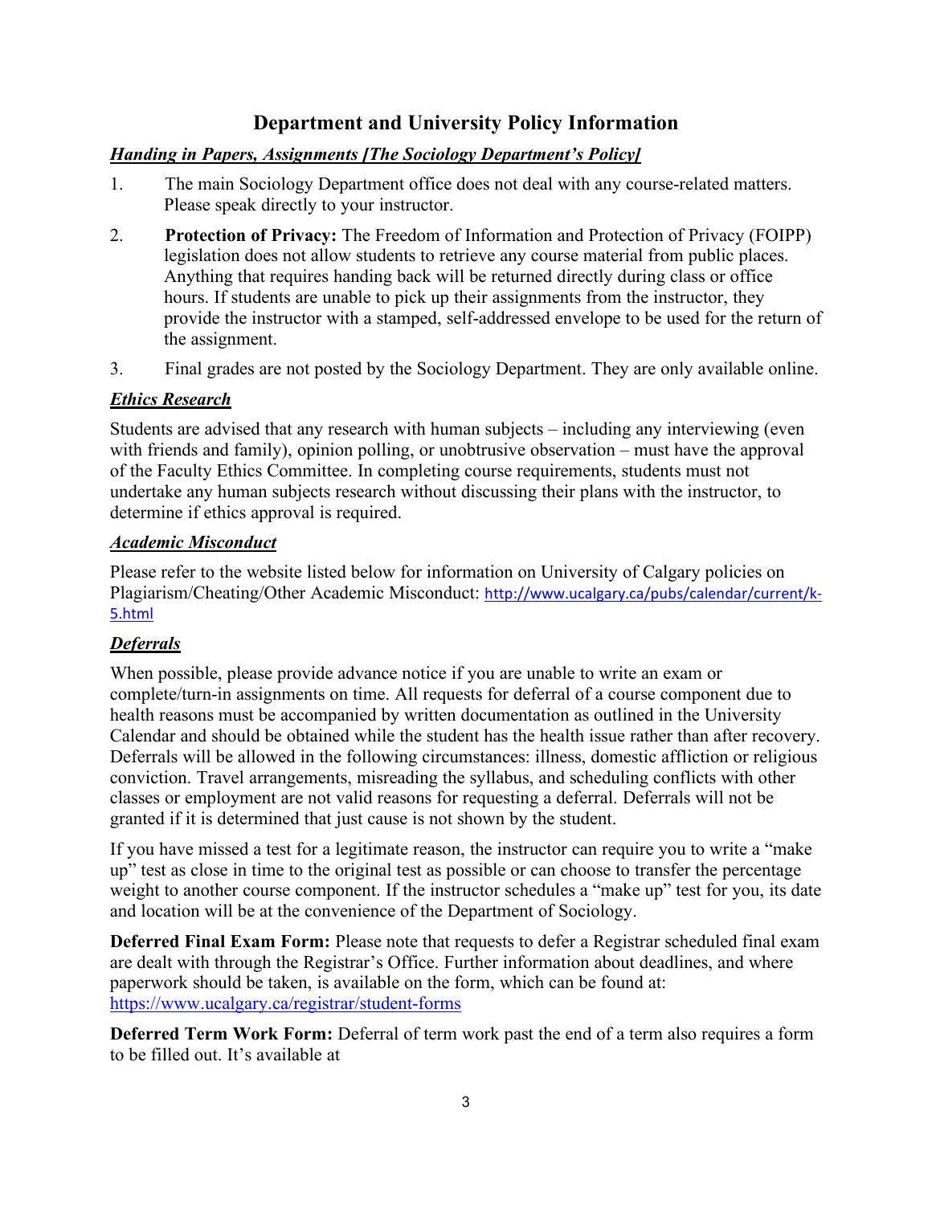# Department and University Policy Information

### *Handing in Papers, Assignments [The Sociology Department's Policy]*

1. The main Sociology Department office does not deal with any course-related matters. Please speak directly to your instructor.
2. **Protection of Privacy:** The Freedom of Information and Protection of Privacy (FOIPP) legislation does not allow students to retrieve any course material from public places. Anything that requires handing back will be returned directly during class or office hours. If students are unable to pick up their assignments from the instructor, they provide the instructor with a stamped, self-addressed envelope to be used for the return of the assignment.
3. Final grades are not posted by the Sociology Department. They are only available online.

### *Ethics Research*

Students are advised that any research with human subjects – including any interviewing (even with friends and family), opinion polling, or unobtrusive observation – must have the approval of the Faculty Ethics Committee. In completing course requirements, students must not undertake any human subjects research without discussing their plans with the instructor, to determine if ethics approval is required.

### *Academic Misconduct*

Please refer to the website listed below for information on University of Calgary policies on Plagiarism/Cheating/Other Academic Misconduct: http://www.ucalgary.ca/pubs/calendar/current/k-5.html

### *Deferrals*

When possible, please provide advance notice if you are unable to write an exam or complete/turn-in assignments on time. All requests for deferral of a course component due to health reasons must be accompanied by written documentation as outlined in the University Calendar and should be obtained while the student has the health issue rather than after recovery. Deferrals will be allowed in the following circumstances: illness, domestic affliction or religious conviction. Travel arrangements, misreading the syllabus, and scheduling conflicts with other classes or employment are not valid reasons for requesting a deferral. Deferrals will not be granted if it is determined that just cause is not shown by the student.

If you have missed a test for a legitimate reason, the instructor can require you to write a "make up" test as close in time to the original test as possible or can choose to transfer the percentage weight to another course component. If the instructor schedules a "make up" test for you, its date and location will be at the convenience of the Department of Sociology.

**Deferred Final Exam Form:** Please note that requests to defer a Registrar scheduled final exam are dealt with through the Registrar's Office. Further information about deadlines, and where paperwork should be taken, is available on the form, which can be found at: https://www.ucalgary.ca/registrar/student-forms

**Deferred Term Work Form:** Deferral of term work past the end of a term also requires a form to be filled out. It's available at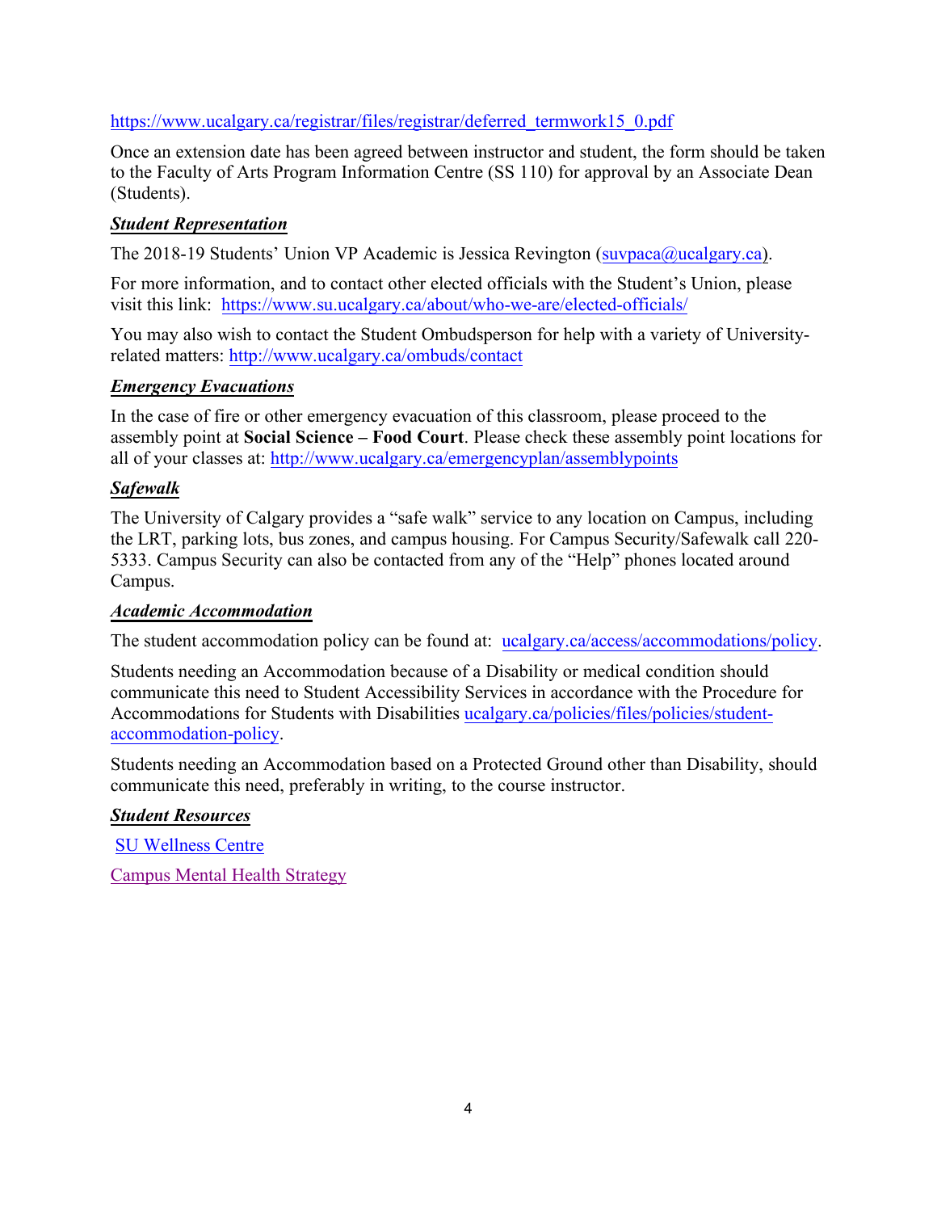https://www.ucalgary.ca/registrar/files/registrar/deferred_termwork15_0.pdf

Once an extension date has been agreed between instructor and student, the form should be taken to the Faculty of Arts Program Information Centre (SS 110) for approval by an Associate Dean (Students).

***Student Representation***

The 2018-19 Students' Union VP Academic is Jessica Revington (suvpaca@ucalgary.ca).

For more information, and to contact other elected officials with the Student's Union, please visit this link: https://www.su.ucalgary.ca/about/who-we-are/elected-officials/

You may also wish to contact the Student Ombudsperson for help with a variety of University-related matters: http://www.ucalgary.ca/ombuds/contact

***Emergency Evacuations***

In the case of fire or other emergency evacuation of this classroom, please proceed to the assembly point at **Social Science – Food Court**. Please check these assembly point locations for all of your classes at: http://www.ucalgary.ca/emergencyplan/assemblypoints

***Safewalk***

The University of Calgary provides a "safe walk" service to any location on Campus, including the LRT, parking lots, bus zones, and campus housing. For Campus Security/Safewalk call 220-5333. Campus Security can also be contacted from any of the "Help" phones located around Campus.

***Academic Accommodation***

The student accommodation policy can be found at: ucalgary.ca/access/accommodations/policy.

Students needing an Accommodation because of a Disability or medical condition should communicate this need to Student Accessibility Services in accordance with the Procedure for Accommodations for Students with Disabilities ucalgary.ca/policies/files/policies/student-accommodation-policy.

Students needing an Accommodation based on a Protected Ground other than Disability, should communicate this need, preferably in writing, to the course instructor.

***Student Resources***

SU Wellness Centre

Campus Mental Health Strategy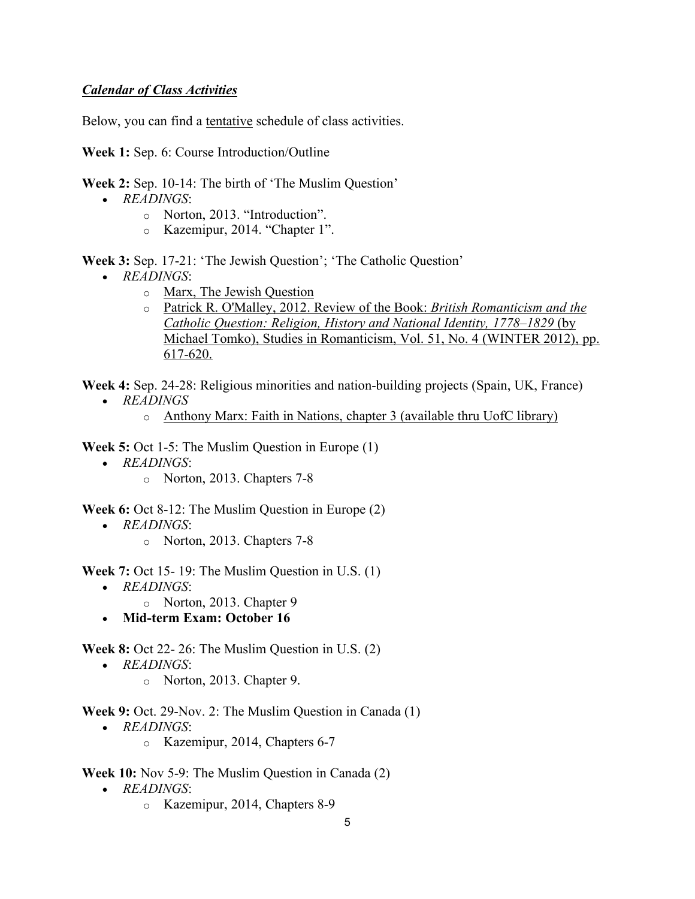***Calendar of Class Activities***

Below, you can find a tentative schedule of class activities.

**Week 1:** Sep. 6: Course Introduction/Outline

**Week 2:** Sep. 10-14: The birth of 'The Muslim Question'

- *READINGS*:
  - Norton, 2013. "Introduction".
  - Kazemipur, 2014. "Chapter 1".

**Week 3:** Sep. 17-21: 'The Jewish Question'; 'The Catholic Question'

- *READINGS*:
  - Marx, The Jewish Question
  - Patrick R. O'Malley, 2012. Review of the Book: *British Romanticism and the Catholic Question: Religion, History and National Identity, 1778–1829* (by Michael Tomko), Studies in Romanticism, Vol. 51, No. 4 (WINTER 2012), pp. 617-620.

**Week 4:** Sep. 24-28: Religious minorities and nation-building projects (Spain, UK, France)

- *READINGS*
  - Anthony Marx: Faith in Nations, chapter 3 (available thru UofC library)

**Week 5:** Oct 1-5: The Muslim Question in Europe (1)

- *READINGS*:
  - Norton, 2013. Chapters 7-8

**Week 6:** Oct 8-12: The Muslim Question in Europe (2)

- *READINGS*:
  - Norton, 2013. Chapters 7-8

**Week 7:** Oct 15- 19: The Muslim Question in U.S. (1)

- *READINGS*:
  - Norton, 2013. Chapter 9
- **Mid-term Exam: October 16**

**Week 8:** Oct 22- 26: The Muslim Question in U.S. (2)

- *READINGS*:
  - Norton, 2013. Chapter 9.

**Week 9:** Oct. 29-Nov. 2: The Muslim Question in Canada (1)

- *READINGS*:
  - Kazemipur, 2014, Chapters 6-7

**Week 10:** Nov 5-9: The Muslim Question in Canada (2)

- *READINGS*:
  - Kazemipur, 2014, Chapters 8-9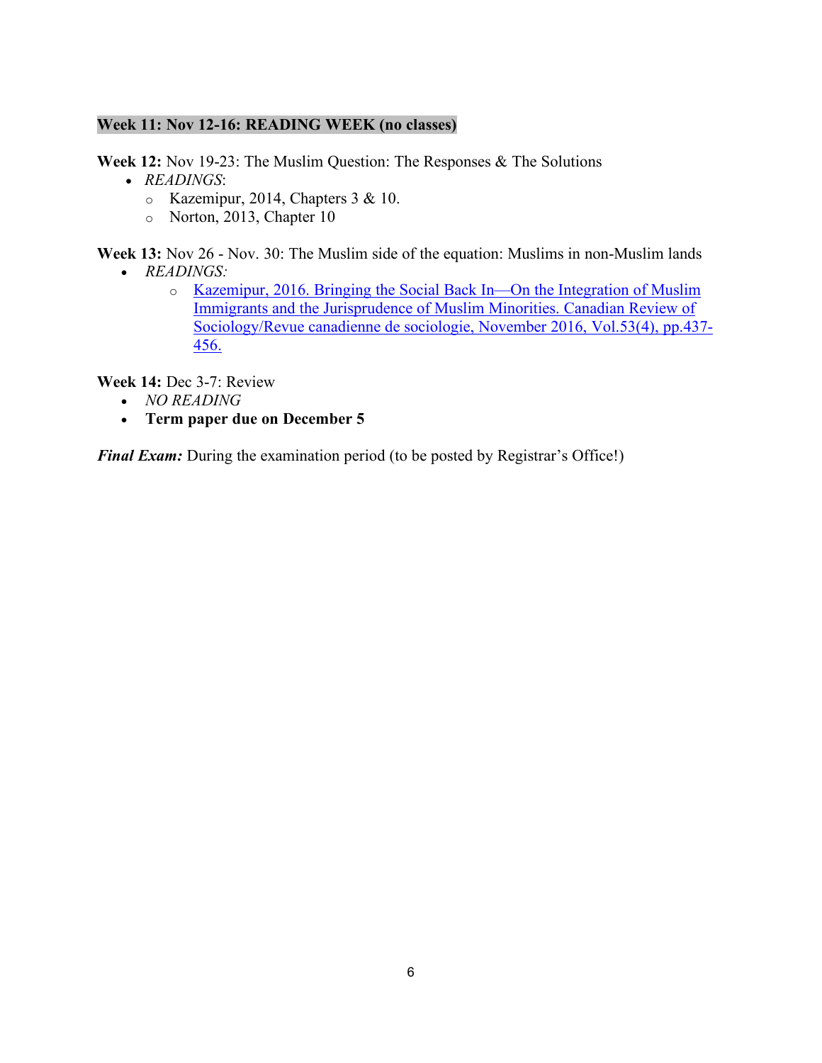**Week 11: Nov 12-16: READING WEEK (no classes)**

**Week 12:** Nov 19-23: The Muslim Question: The Responses & The Solutions

- *READINGS*:
  - Kazemipur, 2014, Chapters 3 & 10.
  - Norton, 2013, Chapter 10

**Week 13:** Nov 26 - Nov. 30: The Muslim side of the equation: Muslims in non-Muslim lands

- *READINGS:*
  - Kazemipur, 2016. Bringing the Social Back In—On the Integration of Muslim Immigrants and the Jurisprudence of Muslim Minorities. Canadian Review of Sociology/Revue canadienne de sociologie, November 2016, Vol.53(4), pp.437-456.

**Week 14:** Dec 3-7: Review

- *NO READING*
- **Term paper due on December 5**

***Final Exam:*** During the examination period (to be posted by Registrar's Office!)